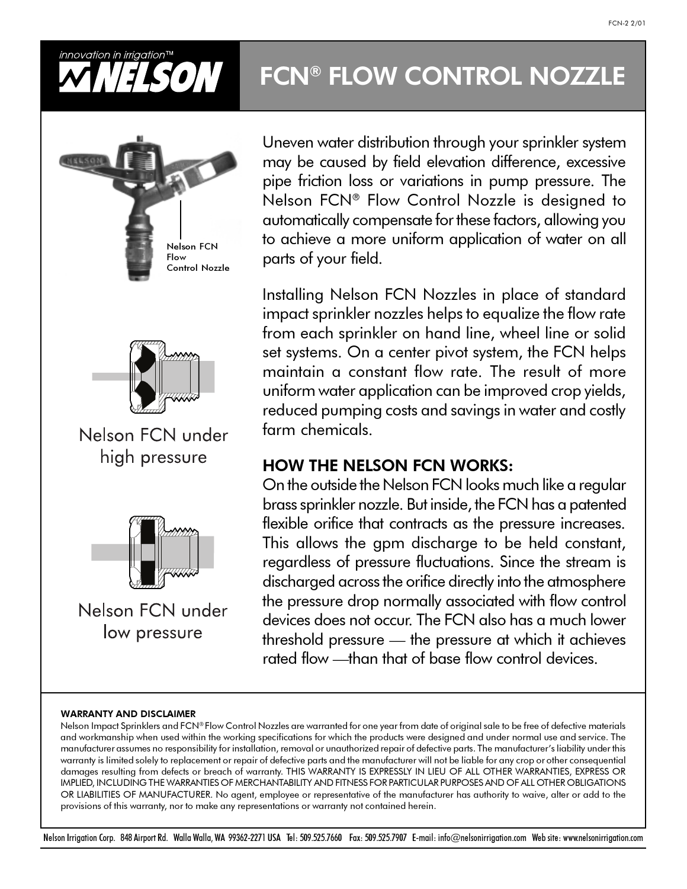*innovation in irrigation™*

**NELSON**

# FCN® FLOW CONTROL NOZZLE

Nelson FCN Flow Control Nozzle

Nelson FCN under high pressure

Nelson FCN under low pressure

Uneven water distribution through your sprinkler system may be caused by field elevation difference, excessive pipe friction loss or variations in pump pressure. The Nelson FCN® Flow Control Nozzle is designed to automatically compensate for these factors, allowing you to achieve a more uniform application of water on all parts of your field.

Installing Nelson FCN Nozzles in place of standard impact sprinkler nozzles helps to equalize the flow rate from each sprinkler on hand line, wheel line or solid set systems. On a center pivot system, the FCN helps maintain a constant flow rate. The result of more uniform water application can be improved crop yields, reduced pumping costs and savings in water and costly farm chemicals.

## HOW THE NELSON FCN WORKS:

On the outside the Nelson FCN looks much like a regular brass sprinkler nozzle. But inside, the FCN has a patented flexible orifice that contracts as the pressure increases. This allows the gpm discharge to be held constant, regardless of pressure fluctuations. Since the stream is discharged across the orifice directly into the atmosphere the pressure drop normally associated with flow control devices does not occur. The FCN also has a much lower threshold pressure — the pressure at which it achieves rated flow —than that of base flow control devices.

**WARRANTY AND DISCLAIMER**

Nelson Impact Sprinklers and FCN® Flow Control Nozzles are warranted for one year from date of original sale to be free of defective materials and workmanship when used within the working specifications for which the products were designed and under normal use and service. The manufacturer assumes no responsibility for installation, removal or unauthorized repair of defective parts. The manufacturer's liability under this warranty is limited solely to replacement or repair of defective parts and the manufacturer will not be liable for any crop or other consequential damages resulting from defects or breach of warranty. THIS WARRANTY IS EXPRESSLY IN LIEU OF ALL OTHER WARRANTIES, EXPRESS OR IMPLIED, INCLUDING THE WARRANTIES OF MERCHANTABILITY AND FITNESS FOR PARTICULAR PURPOSES AND OF ALL OTHER OBLIGATIONS OR LIABILITIES OF MANUFACTURER. No agent, employee or representative of the manufacturer has authority to waive, alter or add to the provisions of this warranty, nor to make any representations or warranty not contained herein.

Nelson Irrigation Corp. 848 Airport Rd. Walla Walla, WA 99362-2271 USA Tel: 509.525.7660 Fax: 509.525.7907 E-mail: info@nelsonirrigation.com Web site: www.nelsonirrigation.com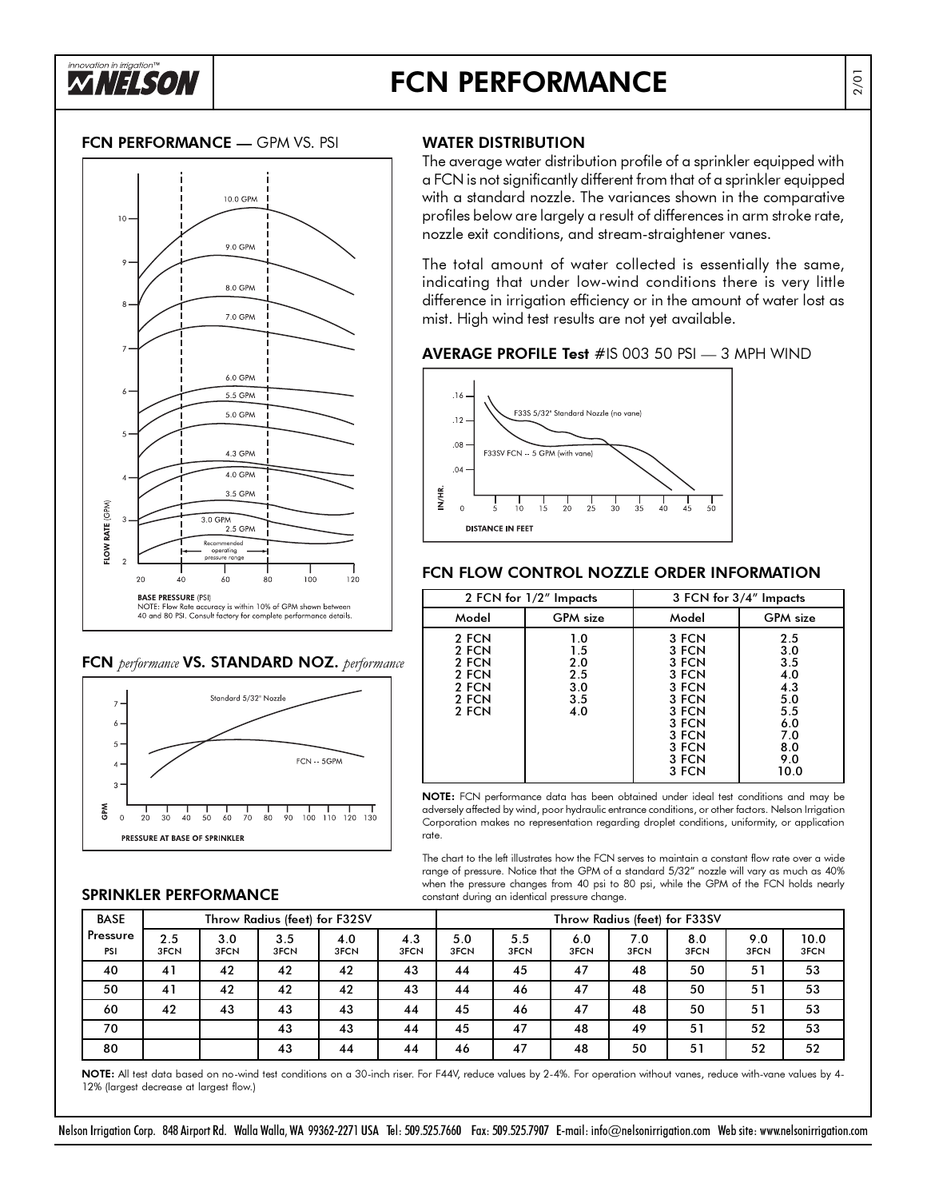# FCN PERFORMANCE

## FCN PERFORMANCE — GPM VS. PSI

10.0 GPM
9.0 GPM
8.0 GPM
7.0 GPM
6.0 GPM
5.5 GPM
5.0 GPM
4.3 GPM
4.0 GPM
3.5 GPM
3.0 GPM
2.5 GPM
Recommended operating pressure range

FLOW RATE (GPM)
2 3 4 5 6 7 8 9 10
20 40 60 80 100 120

**BASE PRESSURE** (PSI)
NOTE: Flow Rate accuracy is within 10% of GPM shown between 40 and 80 PSI. Consult factory for complete performance details.

## FCN *performance* VS. STANDARD NOZ. *performance*

Standard 5/32" Nozzle
FCN -- 5GPM

GPM
3 4 5 6 7
0 20 30 40 50 60 70 80 90 100 110 120 130

PRESSURE AT BASE OF SPRINKLER

## WATER DISTRIBUTION

The average water distribution profile of a sprinkler equipped with a FCN is not significantly different from that of a sprinkler equipped with a standard nozzle. The variances shown in the comparative profiles below are largely a result of differences in arm stroke rate, nozzle exit conditions, and stream-straightener vanes.

The total amount of water collected is essentially the same, indicating that under low-wind conditions there is very little difference in irrigation efficiency or in the amount of water lost as mist. High wind test results are not yet available.

## AVERAGE PROFILE Test #IS 003 50 PSI — 3 MPH WIND

F33S 5/32" Standard Nozzle (no vane)
F33SV FCN -- 5 GPM (with vane)

IN/HR.
.04 .08 .12 .16
0 5 10 15 20 25 30 35 40 45 50

DISTANCE IN FEET

## FCN FLOW CONTROL NOZZLE ORDER INFORMATION

| 2 FCN for 1/2" Impacts | | 3 FCN for 3/4" Impacts | |
|---|---|---|---|
| Model | GPM size | Model | GPM size |
| 2 FCN | 1.0 | 3 FCN | 2.5 |
| 2 FCN | 1.5 | 3 FCN | 3.0 |
| 2 FCN | 2.0 | 3 FCN | 3.5 |
| 2 FCN | 2.5 | 3 FCN | 4.0 |
| 2 FCN | 3.0 | 3 FCN | 4.3 |
| 2 FCN | 3.5 | 3 FCN | 5.0 |
| 2 FCN | 4.0 | 3 FCN | 5.5 |
| | | 3 FCN | 6.0 |
| | | 3 FCN | 7.0 |
| | | 3 FCN | 8.0 |
| | | 3 FCN | 9.0 |
| | | 3 FCN | 10.0 |

**NOTE:** FCN performance data has been obtained under ideal test conditions and may be adversely affected by wind, poor hydraulic entrance conditions, or other factors. Nelson Irrigation Corporation makes no representation regarding droplet conditions, uniformity, or application rate.

The chart to the left illustrates how the FCN serves to maintain a constant flow rate over a wide range of pressure. Notice that the GPM of a standard 5/32" nozzle will vary as much as 40% when the pressure changes from 40 psi to 80 psi, while the GPM of the FCN holds nearly constant during an identical pressure change.

## SPRINKLER PERFORMANCE

| BASE Pressure PSI | Throw Radius (feet) for F32SV | | | | | Throw Radius (feet) for F33SV | | | | | | |
|---|---|---|---|---|---|---|---|---|---|---|---|---|
| | 2.5 3FCN | 3.0 3FCN | 3.5 3FCN | 4.0 3FCN | 4.3 3FCN | 5.0 3FCN | 5.5 3FCN | 6.0 3FCN | 7.0 3FCN | 8.0 3FCN | 9.0 3FCN | 10.0 3FCN |
| 40 | 41 | 42 | 42 | 42 | 43 | 44 | 45 | 47 | 48 | 50 | 51 | 53 |
| 50 | 41 | 42 | 42 | 42 | 43 | 44 | 46 | 47 | 48 | 50 | 51 | 53 |
| 60 | 42 | 43 | 43 | 43 | 44 | 45 | 46 | 47 | 48 | 50 | 51 | 53 |
| 70 | | | 43 | 43 | 44 | 45 | 47 | 48 | 49 | 51 | 52 | 53 |
| 80 | | | 43 | 44 | 44 | 46 | 47 | 48 | 50 | 51 | 52 | 52 |

**NOTE:** All test data based on no-wind test conditions on a 30-inch riser. For F44V, reduce values by 2-4%. For operation without vanes, reduce with-vane values by 4-12% (largest decrease at largest flow.)

Nelson Irrigation Corp. 848 Airport Rd. Walla Walla, WA 99362-2271 USA Tel: 509.525.7660 Fax: 509.525.7907 E-mail: info@nelsonirrigation.com Web site: www.nelsonirrigation.com